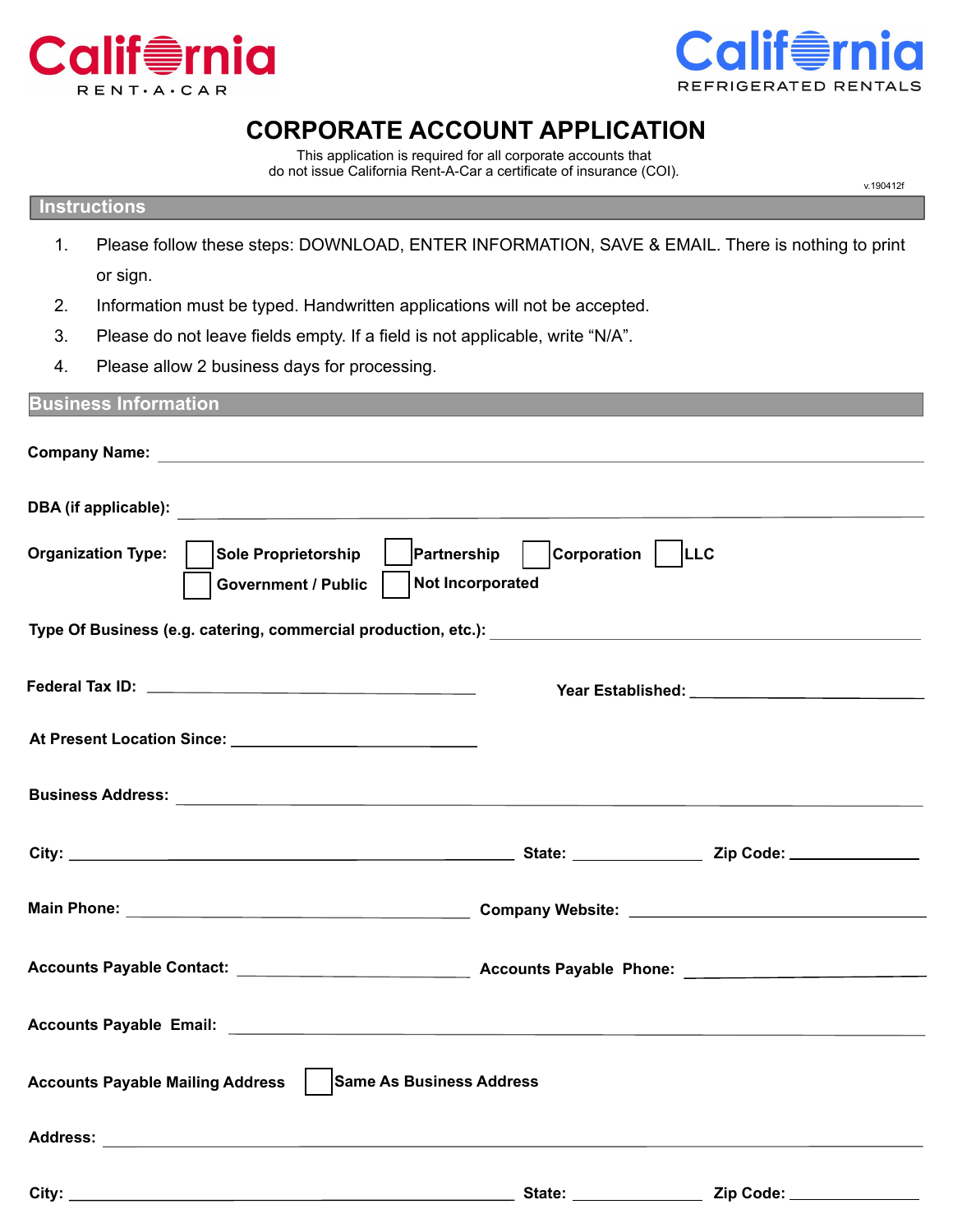California RENT·A·CAR

California REFRIGERATED RENTALS

# CORPORATE ACCOUNT APPLICATION

This application is required for all corporate accounts that do not issue California Rent-A-Car a certificate of insurance (COI).

v.190412f

## Instructions

1. Please follow these steps: DOWNLOAD, ENTER INFORMATION, SAVE & EMAIL. There is nothing to print or sign.
2. Information must be typed. Handwritten applications will not be accepted.
3. Please do not leave fields empty. If a field is not applicable, write "N/A".
4. Please allow 2 business days for processing.

## Business Information

**Company Name:** ______________________________

**DBA (if applicable):** ______________________________

**Organization Type:** ☐ **Sole Proprietorship** ☐ **Partnership** ☐ **Corporation** ☐ **LLC** ☐ **Government / Public** ☐ **Not Incorporated**

**Type Of Business (e.g. catering, commercial production, etc.):** ______________________________

**Federal Tax ID:** ______________________________ **Year Established:** ______________________________

**At Present Location Since:** ______________________________

**Business Address:** ______________________________

**City:** ______________________________ **State:** ______________ **Zip Code:** ______________

**Main Phone:** ______________________________ **Company Website:** ______________________________

**Accounts Payable Contact:** ______________________________ **Accounts Payable Phone:** ______________________________

**Accounts Payable Email:** ______________________________

**Accounts Payable Mailing Address** ☐ **Same As Business Address**

**Address:** ______________________________

**City:** ______________________________ **State:** ______________ **Zip Code:** ______________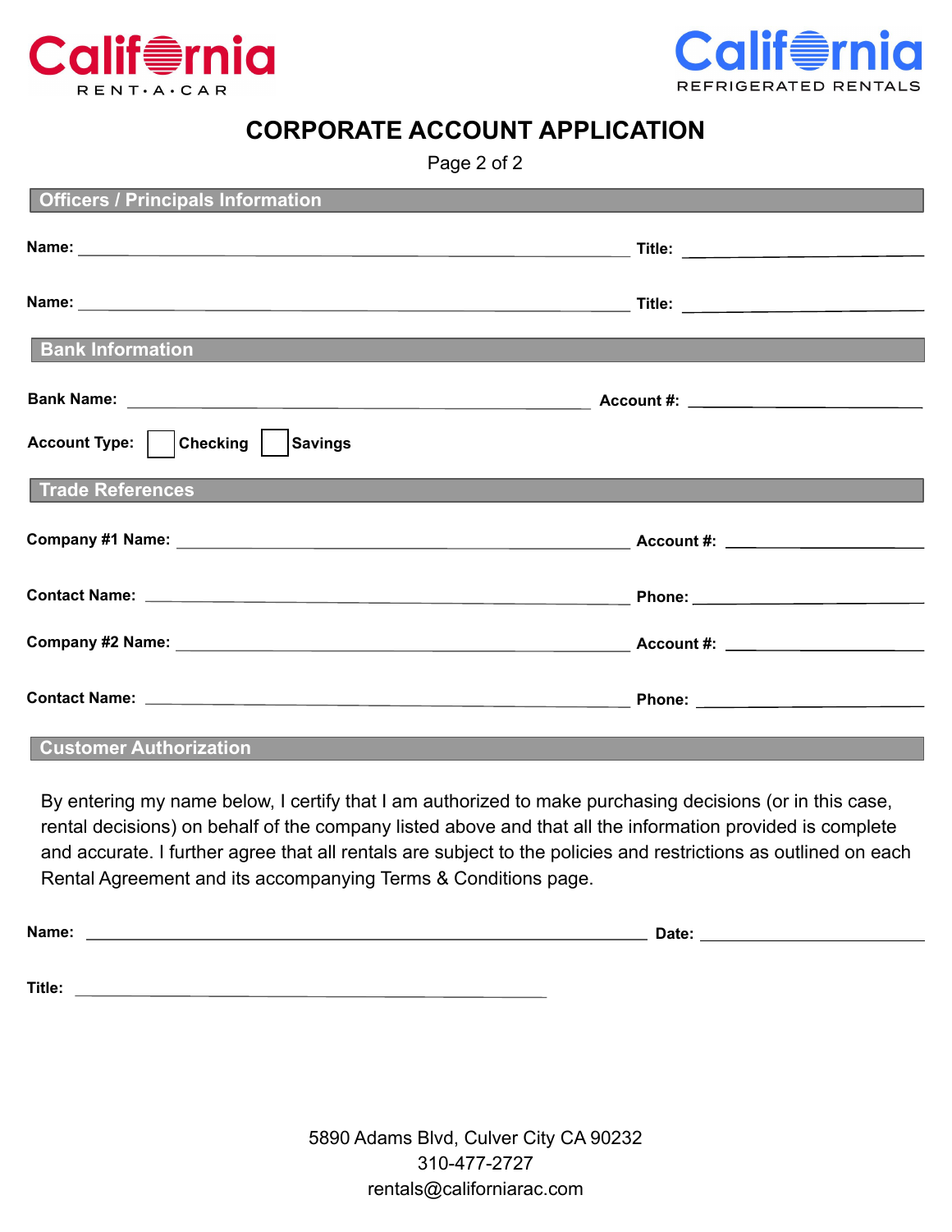California RENT·A·CAR

California REFRIGERATED RENTALS

# CORPORATE ACCOUNT APPLICATION

Page 2 of 2

## Officers / Principals Information

**Name:** ____________________ **Title:** ____________________

**Name:** ____________________ **Title:** ____________________

## Bank Information

**Bank Name:** ____________________ **Account #:** ____________________

**Account Type:** ☐ **Checking** ☐ **Savings**

## Trade References

**Company #1 Name:** ____________________ **Account #:** ____________________

**Contact Name:** ____________________ **Phone:** ____________________

**Company #2 Name:** ____________________ **Account #:** ____________________

**Contact Name:** ____________________ **Phone:** ____________________

## Customer Authorization

By entering my name below, I certify that I am authorized to make purchasing decisions (or in this case, rental decisions) on behalf of the company listed above and that all the information provided is complete and accurate. I further agree that all rentals are subject to the policies and restrictions as outlined on each Rental Agreement and its accompanying Terms & Conditions page.

**Name:** ____________________ **Date:** ____________________

**Title:** ____________________

5890 Adams Blvd, Culver City CA 90232
310-477-2727
rentals@californiarac.com